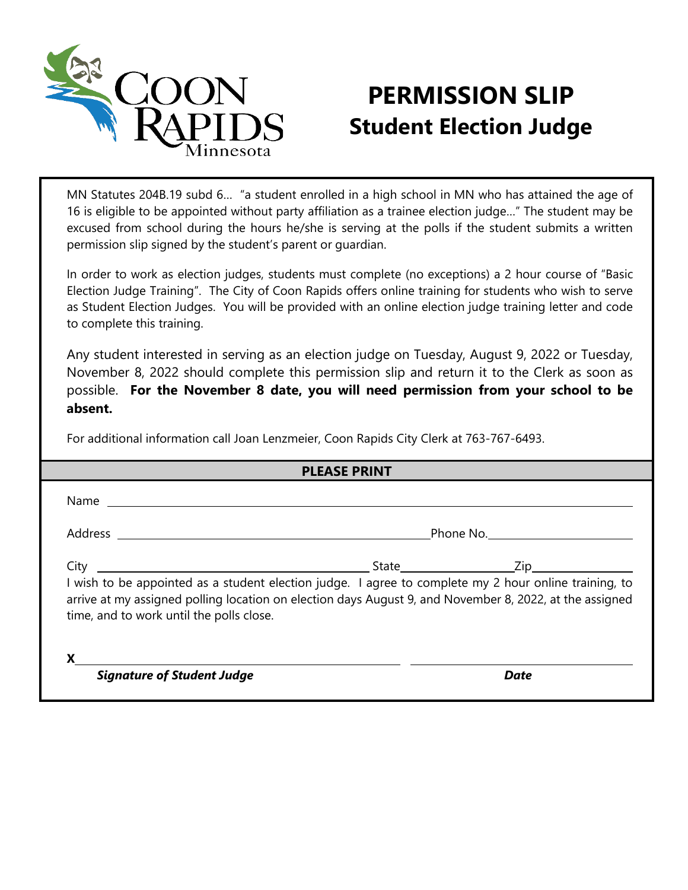Coon Rapids Minnesota

# PERMISSION SLIP
## Student Election Judge

MN Statutes 204B.19 subd 6… "a student enrolled in a high school in MN who has attained the age of 16 is eligible to be appointed without party affiliation as a trainee election judge…" The student may be excused from school during the hours he/she is serving at the polls if the student submits a written permission slip signed by the student's parent or guardian.

In order to work as election judges, students must complete (no exceptions) a 2 hour course of "Basic Election Judge Training". The City of Coon Rapids offers online training for students who wish to serve as Student Election Judges. You will be provided with an online election judge training letter and code to complete this training.

Any student interested in serving as an election judge on Tuesday, August 9, 2022 or Tuesday, November 8, 2022 should complete this permission slip and return it to the Clerk as soon as possible. **For the November 8 date, you will need permission from your school to be absent.**

For additional information call Joan Lenzmeier, Coon Rapids City Clerk at 763-767-6493.

**PLEASE PRINT**

Name ______________________________________________

Address ______________________________ Phone No. ______________

City ______________________ State __________ Zip __________

I wish to be appointed as a student election judge. I agree to complete my 2 hour online training, to arrive at my assigned polling location on election days August 9, and November 8, 2022, at the assigned time, and to work until the polls close.

X ______________________________ ______________________

***Signature of Student Judge*** ***Date***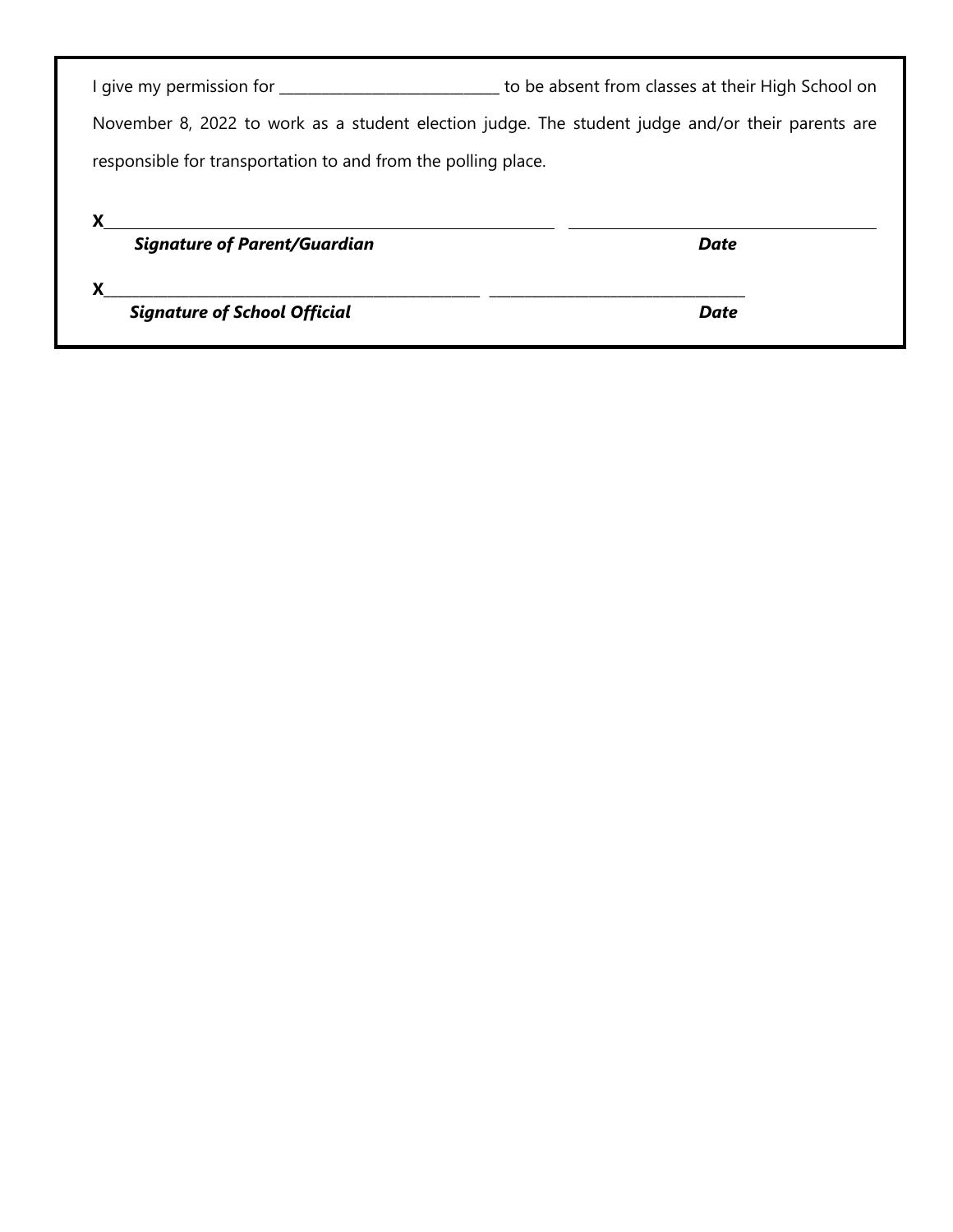I give my permission for ______________________________ to be absent from classes at their High School on November 8, 2022 to work as a student election judge. The student judge and/or their parents are responsible for transportation to and from the polling place.

**X**__________________________________________________ ____________________________________

***Signature of Parent/Guardian*** ***Date***

**X**__________________________________________________ ____________________________________

***Signature of School Official*** ***Date***